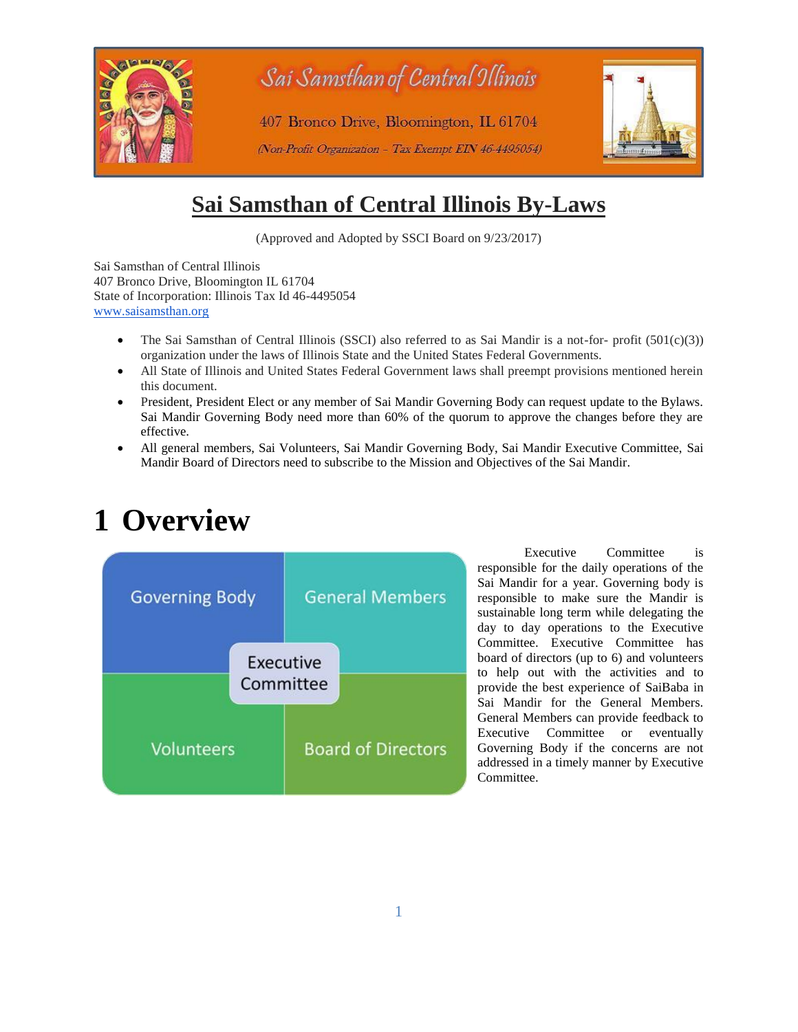Sai Samsthan of Central Illinois

407 Bronco Drive, Bloomington, IL 61704

*(Non-Profit Organization – Tax Exempt EIN 46-4495054)*

# Sai Samsthan of Central Illinois By-Laws

(Approved and Adopted by SSCI Board on 9/23/2017)

Sai Samsthan of Central Illinois
407 Bronco Drive, Bloomington IL 61704
State of Incorporation: Illinois Tax Id 46-4495054
www.saisamsthan.org

- The Sai Samsthan of Central Illinois (SSCI) also referred to as Sai Mandir is a not-for- profit (501(c)(3)) organization under the laws of Illinois State and the United States Federal Governments.
- All State of Illinois and United States Federal Government laws shall preempt provisions mentioned herein this document.
- President, President Elect or any member of Sai Mandir Governing Body can request update to the Bylaws. Sai Mandir Governing Body need more than 60% of the quorum to approve the changes before they are effective.
- All general members, Sai Volunteers, Sai Mandir Governing Body, Sai Mandir Executive Committee, Sai Mandir Board of Directors need to subscribe to the Mission and Objectives of the Sai Mandir.

# 1 Overview

Governing Body | General Members | Executive Committee | Volunteers | Board of Directors

Executive Committee is responsible for the daily operations of the Sai Mandir for a year. Governing body is responsible to make sure the Mandir is sustainable long term while delegating the day to day operations to the Executive Committee. Executive Committee has board of directors (up to 6) and volunteers to help out with the activities and to provide the best experience of SaiBaba in Sai Mandir for the General Members. General Members can provide feedback to Executive Committee or eventually Governing Body if the concerns are not addressed in a timely manner by Executive Committee.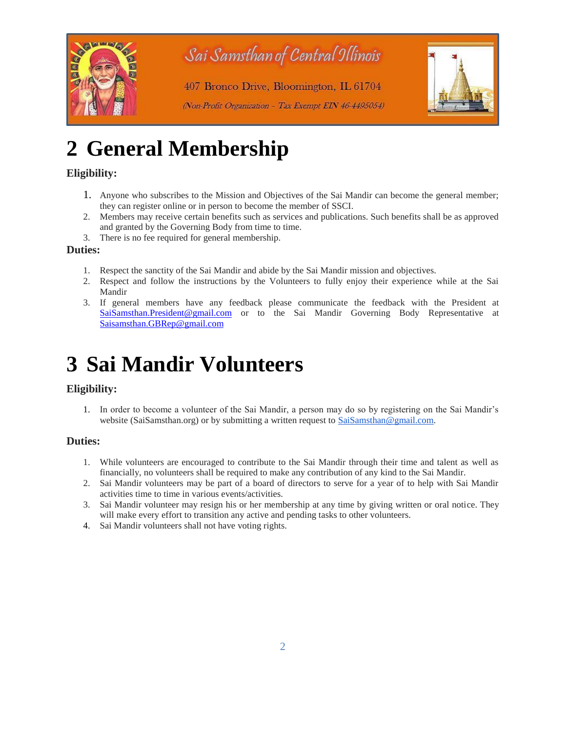# 2 General Membership

### Eligibility:

1. Anyone who subscribes to the Mission and Objectives of the Sai Mandir can become the general member; they can register online or in person to become the member of SSCI.
2. Members may receive certain benefits such as services and publications. Such benefits shall be as approved and granted by the Governing Body from time to time.
3. There is no fee required for general membership.

### Duties:

1. Respect the sanctity of the Sai Mandir and abide by the Sai Mandir mission and objectives.
2. Respect and follow the instructions by the Volunteers to fully enjoy their experience while at the Sai Mandir
3. If general members have any feedback please communicate the feedback with the President at SaiSamsthan.President@gmail.com or to the Sai Mandir Governing Body Representative at Saisamsthan.GBRep@gmail.com

# 3 Sai Mandir Volunteers

### Eligibility:

1. In order to become a volunteer of the Sai Mandir, a person may do so by registering on the Sai Mandir's website (SaiSamsthan.org) or by submitting a written request to SaiSamsthan@gmail.com.

### Duties:

1. While volunteers are encouraged to contribute to the Sai Mandir through their time and talent as well as financially, no volunteers shall be required to make any contribution of any kind to the Sai Mandir.
2. Sai Mandir volunteers may be part of a board of directors to serve for a year of to help with Sai Mandir activities time to time in various events/activities.
3. Sai Mandir volunteer may resign his or her membership at any time by giving written or oral notice. They will make every effort to transition any active and pending tasks to other volunteers.
4. Sai Mandir volunteers shall not have voting rights.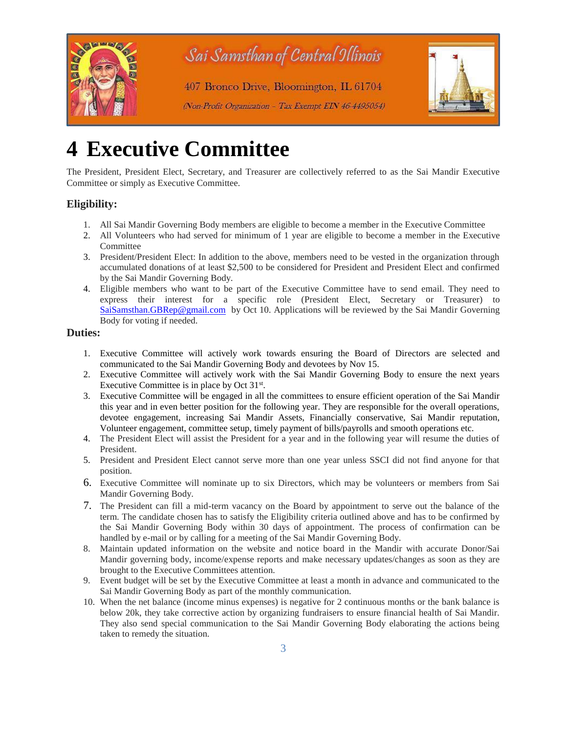# 4 Executive Committee

The President, President Elect, Secretary, and Treasurer are collectively referred to as the Sai Mandir Executive Committee or simply as Executive Committee.

### Eligibility:

1. All Sai Mandir Governing Body members are eligible to become a member in the Executive Committee
2. All Volunteers who had served for minimum of 1 year are eligible to become a member in the Executive Committee
3. President/President Elect: In addition to the above, members need to be vested in the organization through accumulated donations of at least $2,500 to be considered for President and President Elect and confirmed by the Sai Mandir Governing Body.
4. Eligible members who want to be part of the Executive Committee have to send email. They need to express their interest for a specific role (President Elect, Secretary or Treasurer) to SaiSamsthan.GBRep@gmail.com by Oct 10. Applications will be reviewed by the Sai Mandir Governing Body for voting if needed.

### Duties:

1. Executive Committee will actively work towards ensuring the Board of Directors are selected and communicated to the Sai Mandir Governing Body and devotees by Nov 15.
2. Executive Committee will actively work with the Sai Mandir Governing Body to ensure the next years Executive Committee is in place by Oct 31st.
3. Executive Committee will be engaged in all the committees to ensure efficient operation of the Sai Mandir this year and in even better position for the following year. They are responsible for the overall operations, devotee engagement, increasing Sai Mandir Assets, Financially conservative, Sai Mandir reputation, Volunteer engagement, committee setup, timely payment of bills/payrolls and smooth operations etc.
4. The President Elect will assist the President for a year and in the following year will resume the duties of President.
5. President and President Elect cannot serve more than one year unless SSCI did not find anyone for that position.
6. Executive Committee will nominate up to six Directors, which may be volunteers or members from Sai Mandir Governing Body.
7. The President can fill a mid-term vacancy on the Board by appointment to serve out the balance of the term. The candidate chosen has to satisfy the Eligibility criteria outlined above and has to be confirmed by the Sai Mandir Governing Body within 30 days of appointment. The process of confirmation can be handled by e-mail or by calling for a meeting of the Sai Mandir Governing Body.
8. Maintain updated information on the website and notice board in the Mandir with accurate Donor/Sai Mandir governing body, income/expense reports and make necessary updates/changes as soon as they are brought to the Executive Committees attention.
9. Event budget will be set by the Executive Committee at least a month in advance and communicated to the Sai Mandir Governing Body as part of the monthly communication.
10. When the net balance (income minus expenses) is negative for 2 continuous months or the bank balance is below 20k, they take corrective action by organizing fundraisers to ensure financial health of Sai Mandir. They also send special communication to the Sai Mandir Governing Body elaborating the actions being taken to remedy the situation.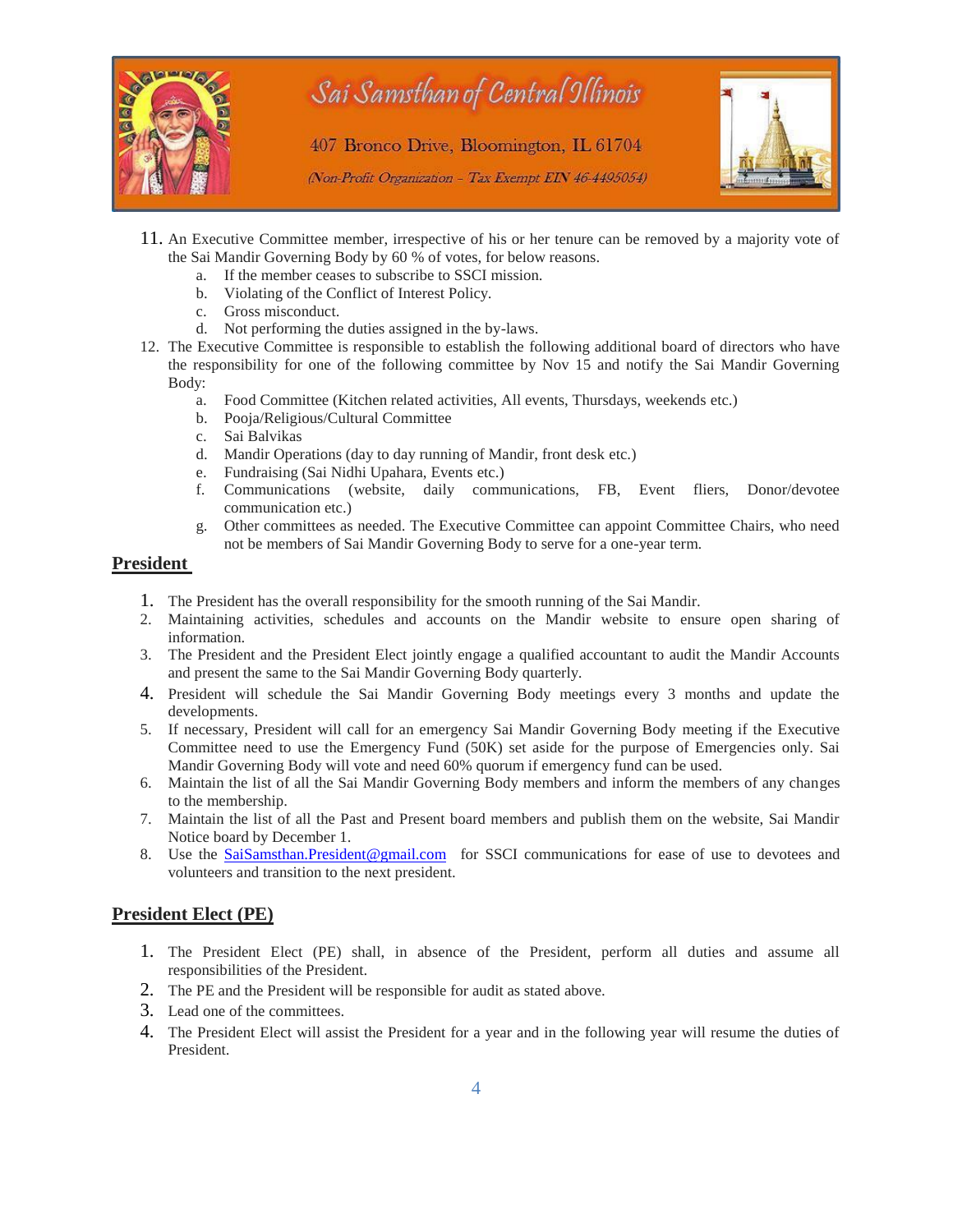11. An Executive Committee member, irrespective of his or her tenure can be removed by a majority vote of the Sai Mandir Governing Body by 60 % of votes, for below reasons.
    a. If the member ceases to subscribe to SSCI mission.
    b. Violating of the Conflict of Interest Policy.
    c. Gross misconduct.
    d. Not performing the duties assigned in the by-laws.
12. The Executive Committee is responsible to establish the following additional board of directors who have the responsibility for one of the following committee by Nov 15 and notify the Sai Mandir Governing Body:
    a. Food Committee (Kitchen related activities, All events, Thursdays, weekends etc.)
    b. Pooja/Religious/Cultural Committee
    c. Sai Balvikas
    d. Mandir Operations (day to day running of Mandir, front desk etc.)
    e. Fundraising (Sai Nidhi Upahara, Events etc.)
    f. Communications (website, daily communications, FB, Event fliers, Donor/devotee communication etc.)
    g. Other committees as needed. The Executive Committee can appoint Committee Chairs, who need not be members of Sai Mandir Governing Body to serve for a one-year term.

## President

1. The President has the overall responsibility for the smooth running of the Sai Mandir.
2. Maintaining activities, schedules and accounts on the Mandir website to ensure open sharing of information.
3. The President and the President Elect jointly engage a qualified accountant to audit the Mandir Accounts and present the same to the Sai Mandir Governing Body quarterly.
4. President will schedule the Sai Mandir Governing Body meetings every 3 months and update the developments.
5. If necessary, President will call for an emergency Sai Mandir Governing Body meeting if the Executive Committee need to use the Emergency Fund (50K) set aside for the purpose of Emergencies only. Sai Mandir Governing Body will vote and need 60% quorum if emergency fund can be used.
6. Maintain the list of all the Sai Mandir Governing Body members and inform the members of any changes to the membership.
7. Maintain the list of all the Past and Present board members and publish them on the website, Sai Mandir Notice board by December 1.
8. Use the SaiSamsthan.President@gmail.com for SSCI communications for ease of use to devotees and volunteers and transition to the next president.

## President Elect (PE)

1. The President Elect (PE) shall, in absence of the President, perform all duties and assume all responsibilities of the President.
2. The PE and the President will be responsible for audit as stated above.
3. Lead one of the committees.
4. The President Elect will assist the President for a year and in the following year will resume the duties of President.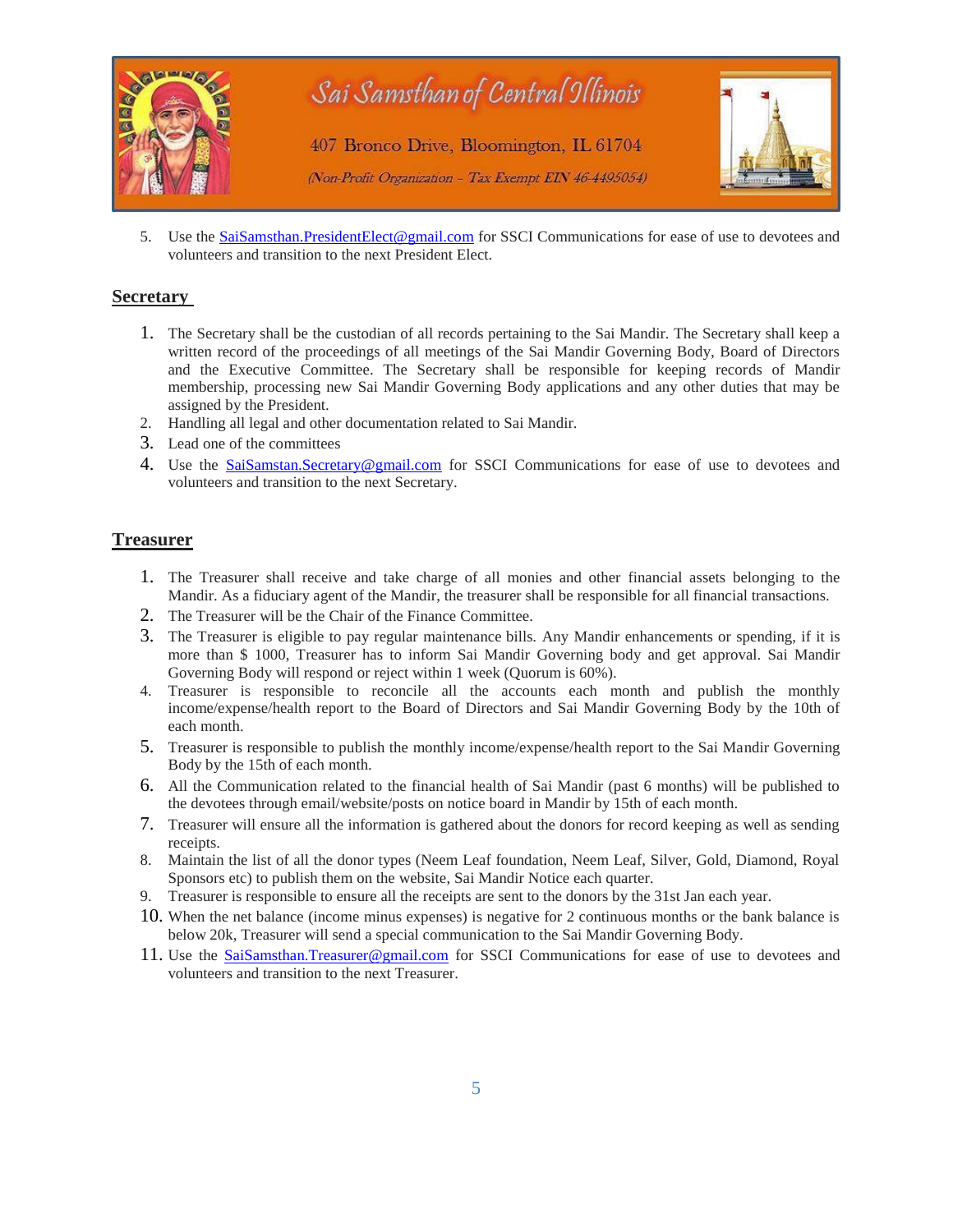5. Use the SaiSamsthan.PresidentElect@gmail.com for SSCI Communications for ease of use to devotees and volunteers and transition to the next President Elect.

## Secretary

1. The Secretary shall be the custodian of all records pertaining to the Sai Mandir. The Secretary shall keep a written record of the proceedings of all meetings of the Sai Mandir Governing Body, Board of Directors and the Executive Committee. The Secretary shall be responsible for keeping records of Mandir membership, processing new Sai Mandir Governing Body applications and any other duties that may be assigned by the President.
2. Handling all legal and other documentation related to Sai Mandir.
3. Lead one of the committees
4. Use the SaiSamstan.Secretary@gmail.com for SSCI Communications for ease of use to devotees and volunteers and transition to the next Secretary.

## Treasurer

1. The Treasurer shall receive and take charge of all monies and other financial assets belonging to the Mandir. As a fiduciary agent of the Mandir, the treasurer shall be responsible for all financial transactions.
2. The Treasurer will be the Chair of the Finance Committee.
3. The Treasurer is eligible to pay regular maintenance bills. Any Mandir enhancements or spending, if it is more than $ 1000, Treasurer has to inform Sai Mandir Governing body and get approval. Sai Mandir Governing Body will respond or reject within 1 week (Quorum is 60%).
4. Treasurer is responsible to reconcile all the accounts each month and publish the monthly income/expense/health report to the Board of Directors and Sai Mandir Governing Body by the 10th of each month.
5. Treasurer is responsible to publish the monthly income/expense/health report to the Sai Mandir Governing Body by the 15th of each month.
6. All the Communication related to the financial health of Sai Mandir (past 6 months) will be published to the devotees through email/website/posts on notice board in Mandir by 15th of each month.
7. Treasurer will ensure all the information is gathered about the donors for record keeping as well as sending receipts.
8. Maintain the list of all the donor types (Neem Leaf foundation, Neem Leaf, Silver, Gold, Diamond, Royal Sponsors etc) to publish them on the website, Sai Mandir Notice each quarter.
9. Treasurer is responsible to ensure all the receipts are sent to the donors by the 31st Jan each year.
10. When the net balance (income minus expenses) is negative for 2 continuous months or the bank balance is below 20k, Treasurer will send a special communication to the Sai Mandir Governing Body.
11. Use the SaiSamsthan.Treasurer@gmail.com for SSCI Communications for ease of use to devotees and volunteers and transition to the next Treasurer.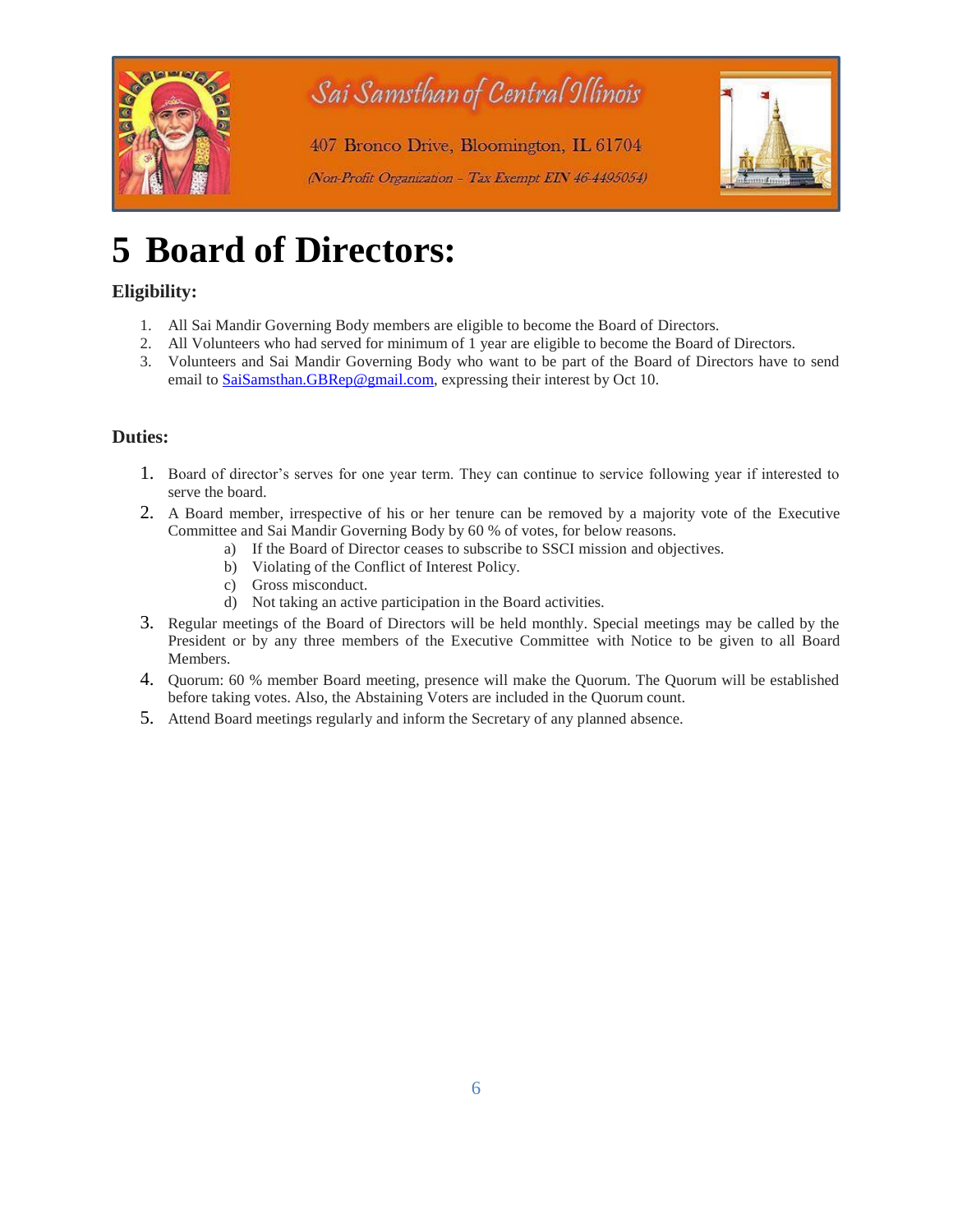# 5 Board of Directors:

### Eligibility:

1. All Sai Mandir Governing Body members are eligible to become the Board of Directors.
2. All Volunteers who had served for minimum of 1 year are eligible to become the Board of Directors.
3. Volunteers and Sai Mandir Governing Body who want to be part of the Board of Directors have to send email to SaiSamsthan.GBRep@gmail.com, expressing their interest by Oct 10.

### Duties:

1. Board of director's serves for one year term. They can continue to service following year if interested to serve the board.
2. A Board member, irrespective of his or her tenure can be removed by a majority vote of the Executive Committee and Sai Mandir Governing Body by 60 % of votes, for below reasons.
   a) If the Board of Director ceases to subscribe to SSCI mission and objectives.
   b) Violating of the Conflict of Interest Policy.
   c) Gross misconduct.
   d) Not taking an active participation in the Board activities.
3. Regular meetings of the Board of Directors will be held monthly. Special meetings may be called by the President or by any three members of the Executive Committee with Notice to be given to all Board Members.
4. Quorum: 60 % member Board meeting, presence will make the Quorum. The Quorum will be established before taking votes. Also, the Abstaining Voters are included in the Quorum count.
5. Attend Board meetings regularly and inform the Secretary of any planned absence.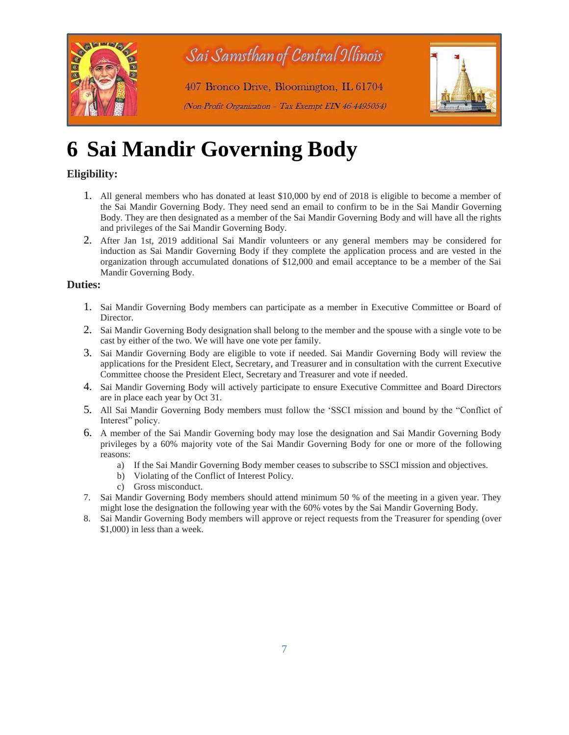# 6 Sai Mandir Governing Body

### Eligibility:

1. All general members who has donated at least $10,000 by end of 2018 is eligible to become a member of the Sai Mandir Governing Body. They need send an email to confirm to be in the Sai Mandir Governing Body. They are then designated as a member of the Sai Mandir Governing Body and will have all the rights and privileges of the Sai Mandir Governing Body.
2. After Jan 1st, 2019 additional Sai Mandir volunteers or any general members may be considered for induction as Sai Mandir Governing Body if they complete the application process and are vested in the organization through accumulated donations of $12,000 and email acceptance to be a member of the Sai Mandir Governing Body.

### Duties:

1. Sai Mandir Governing Body members can participate as a member in Executive Committee or Board of Director.
2. Sai Mandir Governing Body designation shall belong to the member and the spouse with a single vote to be cast by either of the two. We will have one vote per family.
3. Sai Mandir Governing Body are eligible to vote if needed. Sai Mandir Governing Body will review the applications for the President Elect, Secretary, and Treasurer and in consultation with the current Executive Committee choose the President Elect, Secretary and Treasurer and vote if needed.
4. Sai Mandir Governing Body will actively participate to ensure Executive Committee and Board Directors are in place each year by Oct 31.
5. All Sai Mandir Governing Body members must follow the 'SSCI mission and bound by the "Conflict of Interest" policy.
6. A member of the Sai Mandir Governing body may lose the designation and Sai Mandir Governing Body privileges by a 60% majority vote of the Sai Mandir Governing Body for one or more of the following reasons:
   a) If the Sai Mandir Governing Body member ceases to subscribe to SSCI mission and objectives.
   b) Violating of the Conflict of Interest Policy.
   c) Gross misconduct.
7. Sai Mandir Governing Body members should attend minimum 50 % of the meeting in a given year. They might lose the designation the following year with the 60% votes by the Sai Mandir Governing Body.
8. Sai Mandir Governing Body members will approve or reject requests from the Treasurer for spending (over $1,000) in less than a week.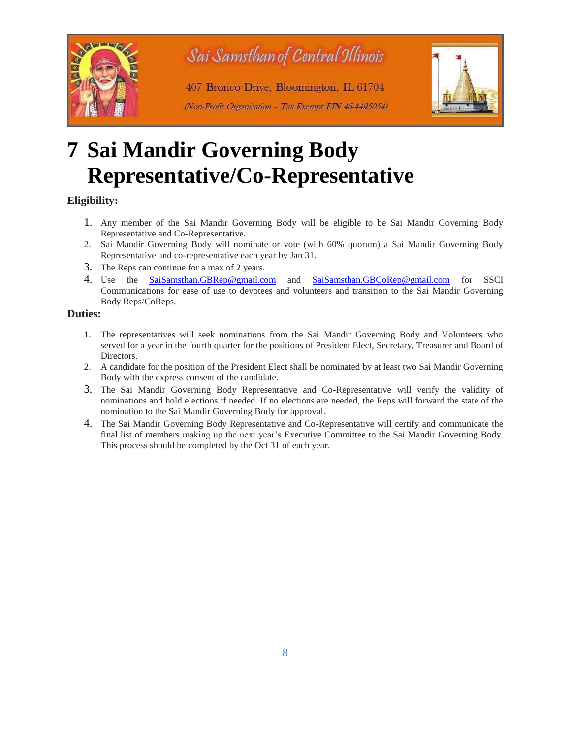# 7 Sai Mandir Governing Body Representative/Co-Representative

**Eligibility:**

1. Any member of the Sai Mandir Governing Body will be eligible to be Sai Mandir Governing Body Representative and Co-Representative.
2. Sai Mandir Governing Body will nominate or vote (with 60% quorum) a Sai Mandir Governing Body Representative and co-representative each year by Jan 31.
3. The Reps can continue for a max of 2 years.
4. Use the SaiSamsthan.GBRep@gmail.com and SaiSamsthan.GBCoRep@gmail.com for SSCI Communications for ease of use to devotees and volunteers and transition to the Sai Mandir Governing Body Reps/CoReps.

**Duties:**

1. The representatives will seek nominations from the Sai Mandir Governing Body and Volunteers who served for a year in the fourth quarter for the positions of President Elect, Secretary, Treasurer and Board of Directors.
2. A candidate for the position of the President Elect shall be nominated by at least two Sai Mandir Governing Body with the express consent of the candidate.
3. The Sai Mandir Governing Body Representative and Co-Representative will verify the validity of nominations and hold elections if needed. If no elections are needed, the Reps will forward the state of the nomination to the Sai Mandir Governing Body for approval.
4. The Sai Mandir Governing Body Representative and Co-Representative will certify and communicate the final list of members making up the next year's Executive Committee to the Sai Mandir Governing Body. This process should be completed by the Oct 31 of each year.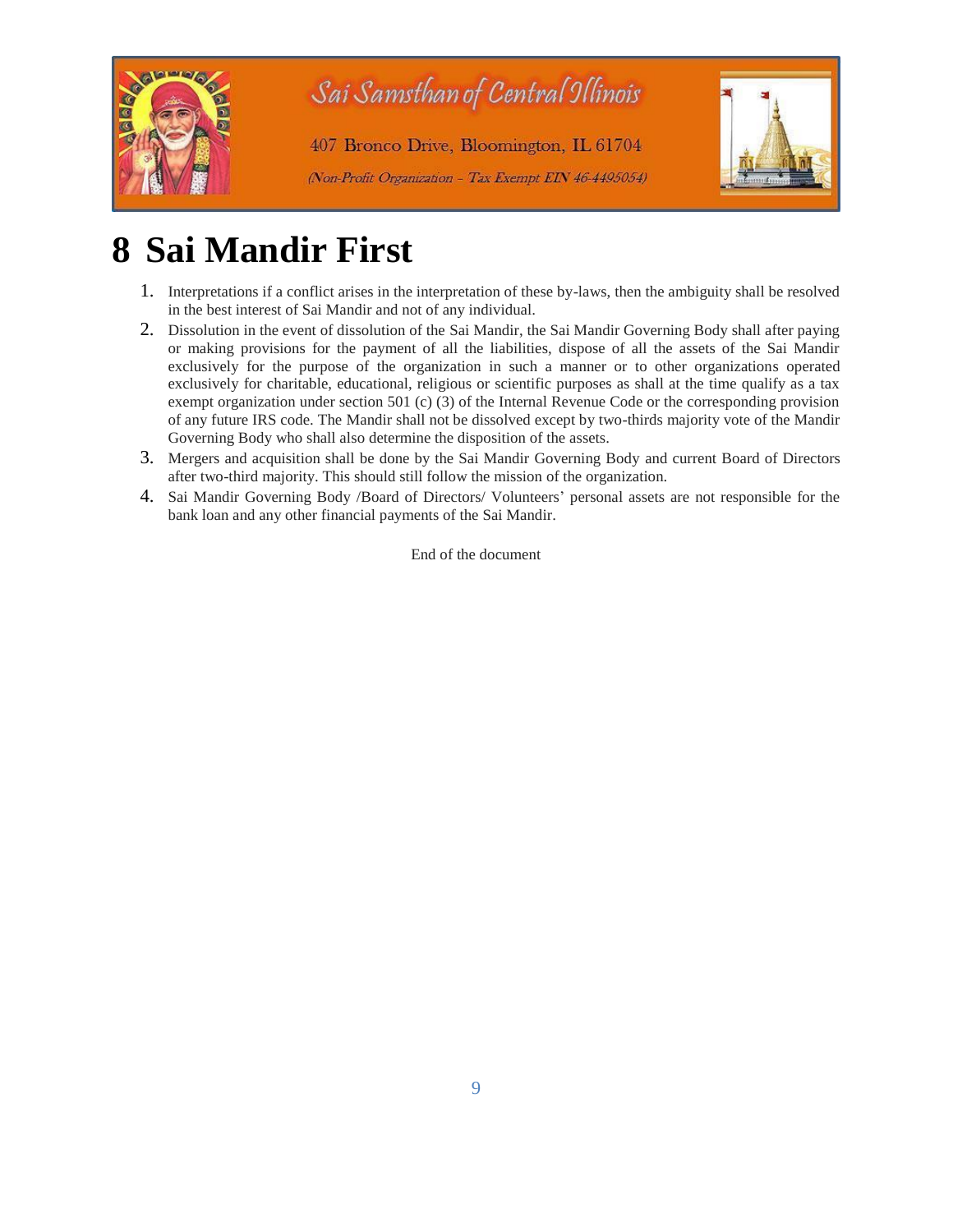# 8 Sai Mandir First

1. Interpretations if a conflict arises in the interpretation of these by-laws, then the ambiguity shall be resolved in the best interest of Sai Mandir and not of any individual.
2. Dissolution in the event of dissolution of the Sai Mandir, the Sai Mandir Governing Body shall after paying or making provisions for the payment of all the liabilities, dispose of all the assets of the Sai Mandir exclusively for the purpose of the organization in such a manner or to other organizations operated exclusively for charitable, educational, religious or scientific purposes as shall at the time qualify as a tax exempt organization under section 501 (c) (3) of the Internal Revenue Code or the corresponding provision of any future IRS code. The Mandir shall not be dissolved except by two-thirds majority vote of the Mandir Governing Body who shall also determine the disposition of the assets.
3. Mergers and acquisition shall be done by the Sai Mandir Governing Body and current Board of Directors after two-third majority. This should still follow the mission of the organization.
4. Sai Mandir Governing Body /Board of Directors/ Volunteers' personal assets are not responsible for the bank loan and any other financial payments of the Sai Mandir.

End of the document